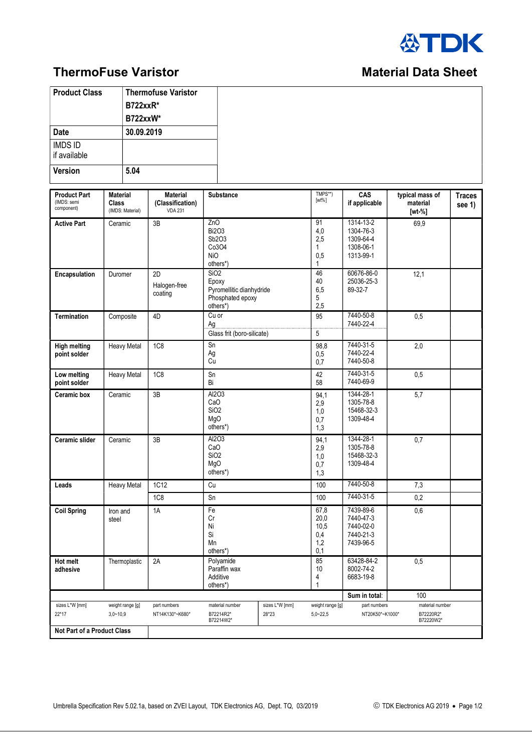TDK

# ThermoFuse Varistor

## Material Data Sheet

| Product Class | Thermofuse Varistor B722xxR* B722xxW* |
|---|---|
| Date | 30.09.2019 |
| IMDS ID if available | |
| Version | 5.04 |

| Product Part (IMDS: semi component) | Material Class (IMDS: Material) | Material (Classification) VDA 231 | Substance | TMPS**) [wt%] | CAS if applicable | typical mass of material [wt-%] | Traces see 1) |
|---|---|---|---|---|---|---|---|
| **Active Part** | Ceramic | 3B | ZnO<br>Bi2O3<br>Sb2O3<br>Co3O4<br>NiO<br>others*) | 91<br>4,0<br>2,5<br>1<br>0,5<br>1 | 1314-13-2<br>1304-76-3<br>1309-64-4<br>1308-06-1<br>1313-99-1 | 69,9 | |
| **Encapsulation** | Duromer | 2D<br>Halogen-free coating | SiO2<br>Epoxy<br>Pyromellitic dianhydride<br>Phosphated epoxy<br>others*) | 46<br>40<br>6,5<br>5<br>2,5 | 60676-86-0<br>25036-25-3<br>89-32-7 | 12,1 | |
| **Termination** | Composite | 4D | Cu or<br>Ag<br>Glass frit (boro-silicate) | 95<br><br>5 | 7440-50-8<br>7440-22-4 | 0,5 | |
| **High melting point solder** | Heavy Metal | 1C8 | Sn<br>Ag<br>Cu | 98,8<br>0,5<br>0,7 | 7440-31-5<br>7440-22-4<br>7440-50-8 | 2,0 | |
| **Low melting point solder** | Heavy Metal | 1C8 | Sn<br>Bi | 42<br>58 | 7440-31-5<br>7440-69-9 | 0,5 | |
| **Ceramic box** | Ceramic | 3B | Al2O3<br>CaO<br>SiO2<br>MgO<br>others*) | 94,1<br>2,9<br>1,0<br>0,7<br>1,3 | 1344-28-1<br>1305-78-8<br>15468-32-3<br>1309-48-4 | 5,7 | |
| **Ceramic slider** | Ceramic | 3B | Al2O3<br>CaO<br>SiO2<br>MgO<br>others*) | 94,1<br>2,9<br>1,0<br>0,7<br>1,3 | 1344-28-1<br>1305-78-8<br>15468-32-3<br>1309-48-4 | 0,7 | |
| **Leads** | Heavy Metal | 1C12 | Cu | 100 | 7440-50-8 | 7,3 | |
| | | 1C8 | Sn | 100 | 7440-31-5 | 0,2 | |
| **Coil Spring** | Iron and steel | 1A | Fe<br>Cr<br>Ni<br>Si<br>Mn<br>others*) | 67,8<br>20,0<br>10,5<br>0,4<br>1,2<br>0,1 | 7439-89-6<br>7440-47-3<br>7440-02-0<br>7440-21-3<br>7439-96-5 | 0,6 | |
| **Hot melt adhesive** | Thermoplastic | 2A | Polyamide<br>Paraffin wax<br>Additive<br>others*) | 85<br>10<br>4<br>1 | 63428-84-2<br>8002-74-2<br>6683-19-8 | 0,5 | |
| | | | | | **Sum in total**: | 100 | |

| sizes L*W [mm] | weight range [g] | part numbers | material number | sizes L*W [mm] | weight range [g] | part numbers | material number |
|---|---|---|---|---|---|---|---|
| 22*17 | 3,0~10,9 | NT14K130*~K680* | B72214R2*<br>B72214W2* | 28*23 | 5,0~22,5 | NT20K50*~K1000* | B72220R2*<br>B72220W2* |

| **Not Part of a Product Class** | |
|---|---|

Umbrella Specification Rev 5.02.1a, based on ZVEI Layout, TDK Electronics AG, Dept. TQ, 03/2019

© TDK Electronics AG 2019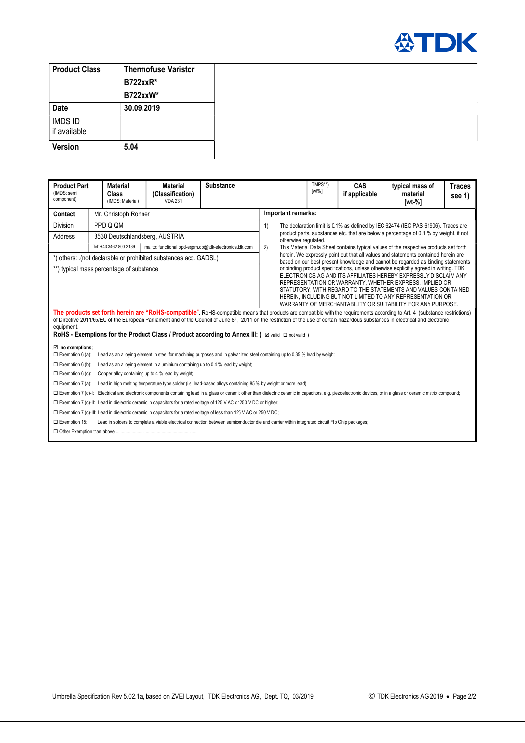| Product Class | Thermofuse Varistor<br>B722xxR*<br>B722xxW* |
|---|---|
| Date | 30.09.2019 |
| IMDS ID<br>if available | |
| Version | 5.04 |

| Product Part (IMDS: semi component) | Material Class (IMDS: Material) | Material (Classification) VDA 231 | Substance | TMPS**) [wt%] | CAS if applicable | typical mass of material [wt-%] | Traces see 1) |
|---|---|---|---|---|---|---|---|

| Contact | Mr. Christoph Ronner |
|---|---|
| Division | PPD Q QM |
| Address | 8530 Deutschlandsberg, AUSTRIA |
| Tel: +43 3462 800 2139 | mailto: functional.ppd-eqpm.db@tdk-electronics.tdk.com |

*) others: .(not declarable or prohibited substances acc. GADSL)

**) typical mass percentage of substance

**Important remarks:**

1) The declaration limit is 0.1% as defined by IEC 62474 (IEC PAS 61906). Traces are product parts, substances etc. that are below a percentage of 0.1 % by weight, if not otherwise regulated.

2) This Material Data Sheet contains typical values of the respective products set forth herein. We expressly point out that all values and statements contained herein are based on our best present knowledge and cannot be regarded as binding statements or binding product specifications, unless otherwise explicitly agreed in writing. TDK ELECTRONICS AG AND ITS AFFILIATES HEREBY EXPRESSLY DISCLAIM ANY REPRESENTATION OR WARRANTY, WHETHER EXPRESS, IMPLIED OR STATUTORY, WITH REGARD TO THE STATEMENTS AND VALUES CONTAINED HEREIN, INCLUDING BUT NOT LIMITED TO ANY REPRESENTATION OR WARRANTY OF MERCHANTABILITY OR SUITABILITY FOR ANY PURPOSE.

**The products set forth herein are "RoHS-compatible"**. RoHS-compatible means that products are compatible with the requirements according to Art. 4 (substance restrictions) of Directive 2011/65/EU of the European Parliament and of the Council of June 8th, 2011 on the restriction of the use of certain hazardous substances in electrical and electronic equipment.

**RoHS - Exemptions for the Product Class / Product according to Annex III: ( ☑ valid ☐ not valid )**

☑ **no exemptions;**

☐ Exemption 6 (a): Lead as an alloying element in steel for machining purposes and in galvanized steel containing up to 0,35 % lead by weight;

☐ Exemption 6 (b): Lead as an alloying element in aluminium containing up to 0,4 % lead by weight;

☐ Exemption 6 (c): Copper alloy containing up to 4 % lead by weight;

☐ Exemption 7 (a): Lead in high melting temperature type solder (i.e. lead-based alloys containing 85 % by weight or more lead);

☐ Exemption 7 (c)-I: Electrical and electronic components containing lead in a glass or ceramic other than dielectric ceramic in capacitors, e.g. piezoelectronic devices, or in a glass or ceramic matrix compound;

☐ Exemption 7 (c)-II: Lead in dielectric ceramic in capacitors for a rated voltage of 125 V AC or 250 V DC or higher;

☐ Exemption 7 (c)-III: Lead in dielectric ceramic in capacitors for a rated voltage of less than 125 V AC or 250 V DC;

☐ Exemption 15: Lead in solders to complete a viable electrical connection between semiconductor die and carrier within integrated circuit Flip Chip packages;

☐ Other Exemption than above ....................................................................

Umbrella Specification Rev 5.02.1a, based on ZVEI Layout, TDK Electronics AG, Dept. TQ, 03/2019

© TDK Electronics AG 2019